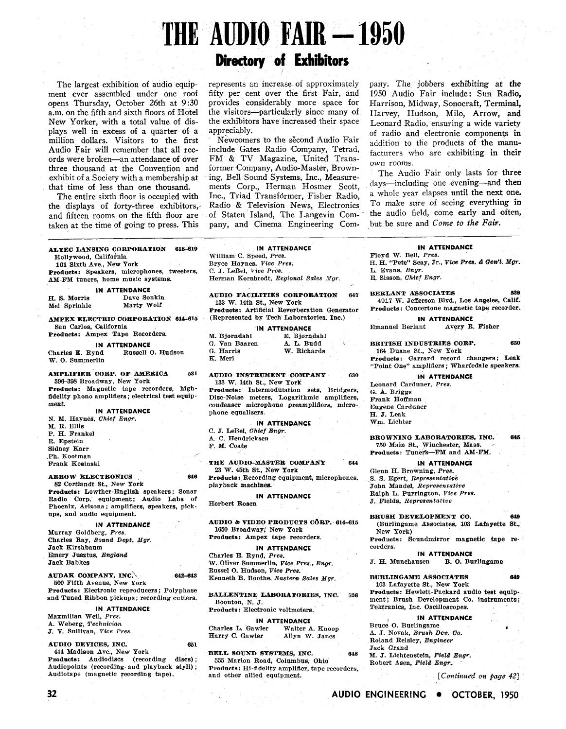# THE AUDIO FAIR — 1950

## Directory of Exhibitors

The largest exhibition of audio equipment ever assembled under one roof opens Thursday, October 26th at 9:30 a.m. on the fifth and sixth floors of Hotel New Yorker, with a total value of displays well in excess of a quarter of a million dollars. Visitors to the first Audio Fair will remember that all records were broken—an attendance of over three thousand at the Convention and exhibit of a Society with a membership at that time of less than one thousand.

The entire sixth floor is occupied with the displays of forty-three exhibitors, and fifteen rooms on the fifth floor are taken at the time of going to press. This represents an increase of approximately fifty per cent over the first Fair, and provides considerably more space for the visitors—particularly since many of the exhibitors have increased their space appreciably.

Newcomers to the second Audio Fair include Gates Radio Company, Tetrad, FM & TV Magazine, United Transformer Company, Audio-Master, Browning, Bell Sound Systems, Inc., Measurements Corp., Herman Hosmer Scott, Inc., Triad Transformer, Fisher Radio, Radio & Television News, Electronics of Staten Island, The Langevin Company, and Cinema Engineering Company. The jobbers exhibiting at the 1950 Audio Fair include: Sun Radio, Harrison, Midway, Sonocraft, Terminal, Harvey, Hudson, Milo, Arrow, and Leonard Radio, ensuring a wide variety of radio and electronic components in addition to the products of the manufacturers who are exhibiting in their own rooms.

The Audio Fair only lasts for three days—including one evening—and then a whole year elapses until the next one. To make sure of seeing everything in the audio field, come early and often, but be sure and *Come to the Fair.*

---

**ALTEC LANSING CORPORATION** 618–619
Hollywood, California
161 Sixth Ave., New York
**Products:** Speakers, microphones, tweeters, AM-FM tuners, home music systems.

IN ATTENDANCE
H. S. Morris
Mel Sprinkle
Dave Sonkin
Marty Wolf

**AMPEX ELECTRIC CORPORATION** 614–615
San Carlos, California
**Products:** Ampex Tape Recorders.

IN ATTENDANCE
Charles E. Rynd
Russell O. Hudson
W. O. Summerlin

**AMPLIFIER CORP. OF AMERICA** 531
396–398 Broadway, New York
**Products:** Magnetic tape recorders, high-fidelity phono amplifiers; electrical test equipment.

IN ATTENDANCE
N. M. Haynes, *Chief Engr.*
M. R. Ellis
P. H. Frankel
R. Epstein
Sidney Karr
Ph. Kootman
Frank Kosinski

**ARROW ELECTRONICS** 646
82 Cortlandt St., New York
**Products:** Lowther-English speakers; Sonar Radio Corp. equipment; Audio Labs of Phoenix, Arizona; amplifiers, speakers, pickups, and audio equipment.

IN ATTENDANCE
Murray Goldberg, *Pres.*
Charles Ray, *Sound Dept. Mgr.*
Jack Kirshbaum
Emery Jusztus, *England*
Jack Babkes

**AUDAK COMPANY, INC.** 642–643
500 Fifth Avenue, New York
**Products:** Electronic reproducers; Polyphase and Tuned Ribbon pickups; recording cutters.

IN ATTENDANCE
Maxmilian Weil, *Pres.*
A. Weberg, *Technician*
J. V. Sullivan, *Vice Pres.*

**AUDIO DEVICES, INC.** 651
444 Madison Ave., New York
**Products:** Audiodiscs (recording discs); Audiopoints (recording and playback styli); Audiotape (magnetic recording tape).

IN ATTENDANCE
William C. Speed, *Pres.*
Bryce Haynes, *Vice Pres.*
C. J. LeBel, *Vice Pres.*
Herman Kornbrodt, *Regional Sales Mgr.*

**AUDIO FACILITIES CORPORATION** 647
133 W. 14th St., New York
**Products:** Artificial Reverberation Generator (Represented by Tech Laboratories, Inc.)

IN ATTENDANCE
M. Bjorndahl
G. Van Baaren
G. Harris
K. Meri
E. Bjorndahl
A. L. Budd
W. Richards

**AUDIO INSTRUMENT COMPANY** 630
133 W. 14th St., New York
**Products:** Intermodulation sets, Bridgers, Disc-Noise meters, Logarithmic amplifiers, condenser microphone preamplifiers, microphone equalizers.

IN ATTENDANCE
C. J. LeBel, *Chief Engr.*
A. C. Hendricksen
F. M. Coate

**THE AUDIO-MASTER COMPANY** 644
23 W. 45th St., New York
**Products:** Recording equipment, microphones, playback machines.

IN ATTENDANCE
Herbert Rosen

**AUDIO & VIDEO PRODUCTS CORP.** 614–615
1650 Broadway, New York
**Products:** Ampex tape recorders.

IN ATTENDANCE
Charles E. Rynd, *Pres.*
W. Oliver Summerlin, *Vice Pres., Engr.*
Russel O. Hudson, *Vice Pres.*
Kenneth B. Boothe, *Eastern Sales Mgr.*

**BALLENTINE LABORATORIES, INC.** 526
Boonton, N. J.
**Products:** Electronic voltmeters.

IN ATTENDANCE
Charles L. Gawler
Harry C. Gawler
Walter A. Knoop
Allyn W. Janes

**BELL SOUND SYSTEMS, INC.** 648
555 Marion Road, Columbus, Ohio
**Products:** Hi-fidelity amplifier, tape recorders, and other allied equipment.

IN ATTENDANCE
Floyd W. Bell, *Pres.*
H. H. "Pete" Seay, Jr., *Vice Pres. & Gen'l. Mgr.*
L. Evans, *Engr.*
E. Sisson, *Chief Engr.*

**BERLANT ASSOCIATES** 529
4917 W. Jefferson Blvd., Los Angeles, Calif.
**Products:** Concertone magnetic tape recorder.

IN ATTENDANCE
Emanuel Berlant
Avery R. Fisher

**BRITISH INDUSTRIES CORP.** 650
164 Duane St., New York
**Products:** Garrard record changers; Leak "Point One" amplifiers; Wharfedale speakers.

IN ATTENDANCE
Leonard Carduner, *Pres.*
G. A. Briggs
Frank Hoffman
Eugene Carduner
H. J. Leak
Wm. Lichter

**BROWNING LABORATORIES, INC.** 645
750 Main St., Winchester, Mass.
**Products:** Tuners—FM and AM-FM.

IN ATTENDANCE
Glenn H. Browning, *Pres.*
S. S. Egert, *Representative*
John Mandel, *Representative*
Ralph L. Purrington, *Vice Pres.*
J. Fields, *Representative*

**BRUSH DEVELOPMENT CO.** 649
(Burlingame Associates, 103 Lafayette St., New York)
**Products:** Soundmirror magnetic tape recorders.

IN ATTENDANCE
J. H. Munchausen
B. O. Burlingame

**BURLINGAME ASSOCIATES** 649
103 Lafayette St., New York
**Products:** Hewlett-Packard audio test equipment; Brush Development Co. instruments; Tektranics, Inc. Oscilloscopes.

IN ATTENDANCE
Bruce O. Burlingame
A. J. Novak, *Brush Dev. Co.*
Roland Reisley, *Engineer*
Jack Grand
M. J. Lichtenstein, *Field Engr.*
Robert Asen, *Field Engr.*

*[Continued on page 42]*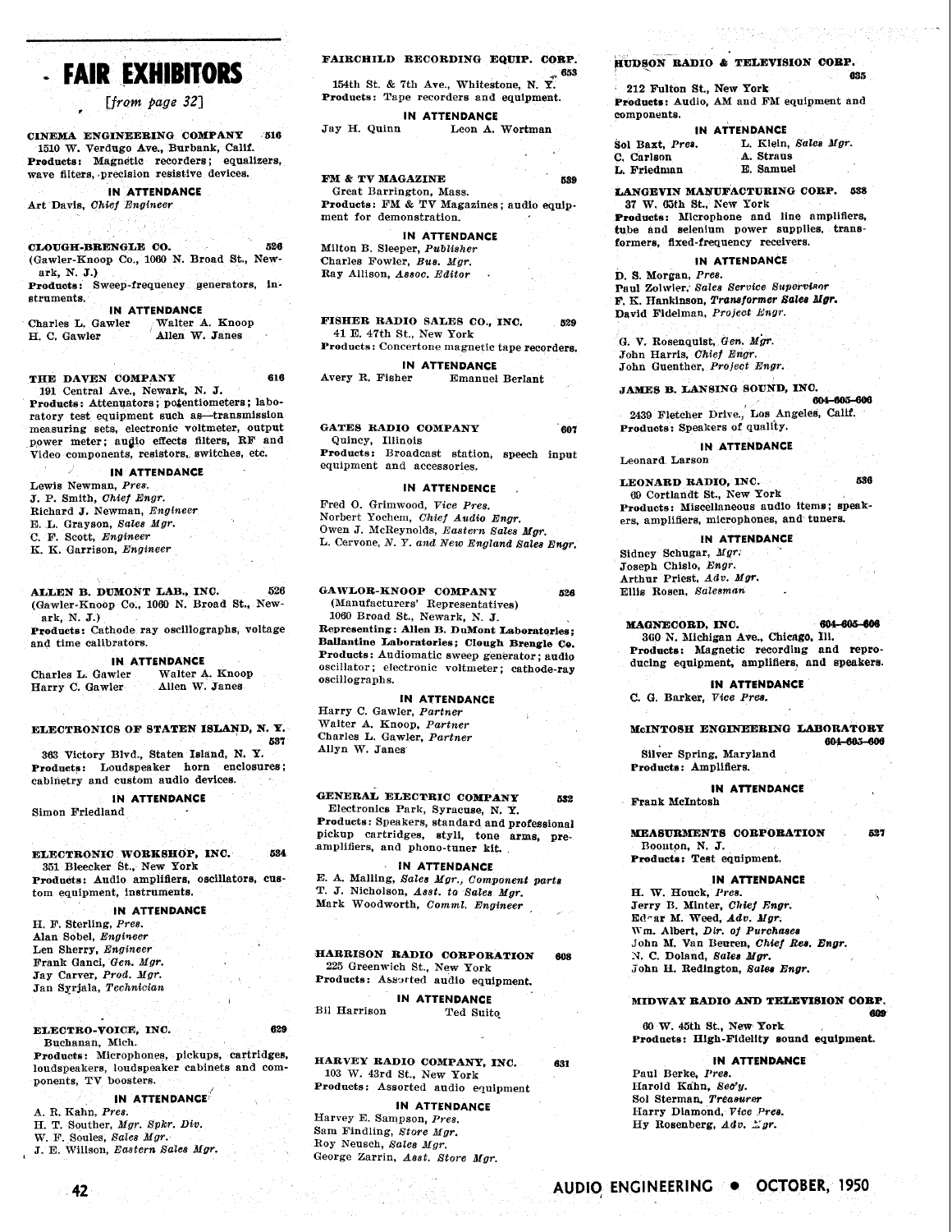## FAIR EXHIBITORS

*[from page 32]*

**CINEMA ENGINEERING COMPANY** 516
1510 W. Verdugo Ave., Burbank, Calif.
**Products:** Magnetic recorders; equalizers, wave filters, precision resistive devices.

**IN ATTENDANCE**
Art Davis, *Chief Engineer*

**CLOUGH-BRENGLE CO.** 526
(Gawler-Knoop Co., 1060 N. Broad St., Newark, N. J.)
**Products:** Sweep-frequency generators, instruments.

**IN ATTENDANCE**
Charles L. Gawler    Walter A. Knoop
H. C. Gawler    Allen W. Janes

**THE DAVEN COMPANY** 616
191 Central Ave., Newark, N. J.
**Products:** Attenuators; potentiometers; laboratory test equipment such as—transmission measuring sets, electronic voltmeter, output power meter; audio effects filters, RF and Video components, resistors, switches, etc.

**IN ATTENDANCE**
Lewis Newman, *Pres.*
J. P. Smith, *Chief Engr.*
Richard J. Newman, *Engineer*
E. L. Grayson, *Sales Mgr.*
C. F. Scott, *Engineer*
K. K. Garrison, *Engineer*

**ALLEN B. DUMONT LAB., INC.** 526
(Gawler-Knoop Co., 1060 N. Broad St., Newark, N. J.)
**Products:** Cathode ray oscillographs, voltage and time calibrators.

**IN ATTENDANCE**
Charles L. Gawler    Walter A. Knoop
Harry C. Gawler    Allen W. Janes

**ELECTRONICS OF STATEN ISLAND, N. Y.** 537
363 Victory Blvd., Staten Island, N. Y.
**Products:** Loudspeaker horn enclosures; cabinetry and custom audio devices.

**IN ATTENDANCE**
Simon Friedland

**ELECTRONIC WORKSHOP, INC.** 534
351 Bleecker St., New York
**Products:** Audio amplifiers, oscillators, custom equipment, instruments.

**IN ATTENDANCE**
H. F. Sterling, *Pres.*
Alan Sobel, *Engineer*
Len Sherry, *Engineer*
Frank Ganci, *Gen. Mgr.*
Jay Carver, *Prod. Mgr.*
Jan Syrjala, *Technician*

**ELECTRO-VOICE, INC.** 629
Buchanan, Mich.
**Products:** Microphones, pickups, cartridges, loudspeakers, loudspeaker cabinets and components, TV boosters.

**IN ATTENDANCE**
A. R. Kahn, *Pres.*
H. T. Souther, *Mgr. Spkr. Div.*
W. F. Soules, *Sales Mgr.*
J. E. Willson, *Eastern Sales Mgr.*

**FAIRCHILD RECORDING EQUIP. CORP.** 653
154th St. & 7th Ave., Whitestone, N. Y.
**Products:** Tape recorders and equipment.

**IN ATTENDANCE**
Jay H. Quinn    Leon A. Wortman

**FM & TV MAGAZINE** 539
Great Barrington, Mass.
**Products:** FM & TV Magazines; audio equipment for demonstration.

**IN ATTENDANCE**
Milton B. Sleeper, *Publisher*
Charles Fowler, *Bus. Mgr.*
Ray Allison, *Assoc. Editor*

**FISHER RADIO SALES CO., INC.** 529
41 E. 47th St., New York
**Products:** Concertone magnetic tape recorders.

**IN ATTENDANCE**
Avery R. Fisher    Emanuel Berlant

**GATES RADIO COMPANY** 607
Quincy, Illinois
**Products:** Broadcast station, speech input equipment and accessories.

**IN ATTENDENCE**
Fred O. Grimwood, *Vice Pres.*
Norbert Yochem, *Chief Audio Engr.*
Owen J. McReynolds, *Eastern Sales Mgr.*
L. Cervone, *N. Y. and New England Sales Engr.*

**GAWLOR-KNOOP COMPANY** 526
(Manufacturers' Representatives)
1060 Broad St., Newark, N. J.
**Representing: Allen B. DuMont Laboratories; Ballantine Laboratories; Clough Brengle Co.**
**Products:** Audiomatic sweep generator; audio oscillator; electronic voltmeter; cathode-ray oscillographs.

**IN ATTENDANCE**
Harry C. Gawler, *Partner*
Walter A. Knoop, *Partner*
Charles L. Gawler, *Partner*
Allyn W. Janes

**GENERAL ELECTRIC COMPANY** 532
Electronics Park, Syracuse, N. Y.
**Products:** Speakers, standard and professional pickup cartridges, styli, tone arms, preamplifiers, and phono-tuner kit.

**IN ATTENDANCE**
E. A. Malling, *Sales Mgr., Component parts*
T. J. Nicholson, *Asst. to Sales Mgr.*
Mark Woodworth, *Comml. Engineer*

**HARRISON RADIO CORPORATION** 608
225 Greenwich St., New York
**Products:** Assorted audio equipment.

**IN ATTENDANCE**
Bil Harrison    Ted Suito

**HARVEY RADIO COMPANY, INC.** 631
103 W. 43rd St., New York
**Products:** Assorted audio equipment

**IN ATTENDANCE**
Harvey E. Sampson, *Pres.*
Sam Findling, *Store Mgr.*
Roy Neusch, *Sales Mgr.*
George Zarrin, *Asst. Store Mgr.*

**HUDSON RADIO & TELEVISION CORP.** 635
212 Fulton St., New York
**Products:** Audio, AM and FM equipment and components.

**IN ATTENDANCE**
Sol Baxt, *Pres.*    L. Klein, *Sales Mgr.*
C. Carlson    A. Straus
L. Friedman    E. Samuel

**LANGEVIN MANUFACTURING CORP.** 538
37 W. 65th St., New York
**Products:** Microphone and line amplifiers, tube and selenium power supplies, transformers, fixed-frequency receivers.

**IN ATTENDANCE**
D. S. Morgan, *Pres.*
Paul Zolwler, *Sales Service Supervisor*
F. K. Hankinson, *Transformer Sales Mgr.*
David Fidelman, *Project Engr.*

G. V. Rosenquist, *Gen. Mgr.*
John Harris, *Chief Engr.*
John Guenther, *Project Engr.*

**JAMES B. LANSING SOUND, INC.** 604-605-606
2439 Fletcher Drive, Los Angeles, Calif.
**Products:** Speakers of quality.

**IN ATTENDANCE**
Leonard Larson

**LEONARD RADIO, INC.** 536
69 Cortlandt St., New York
**Products:** Miscellaneous audio items; speakers, amplifiers, microphones, and tuners.

**IN ATTENDANCE**
Sidney Schugar, *Mgr.*
Joseph Chislo, *Engr.*
Arthur Priest, *Adv. Mgr.*
Ellis Rosen, *Salesman*

**MAGNECORD, INC.** 604-605-606
360 N. Michigan Ave., Chicago, Ill.
**Products:** Magnetic recording and reproducing equipment, amplifiers, and speakers.

**IN ATTENDANCE**
C. G. Barker, *Vice Pres.*

**McINTOSH ENGINEERING LABORATORY** 604-605-606
Silver Spring, Maryland
**Products:** Amplifiers.

**IN ATTENDANCE**
Frank McIntosh

**MEASURMENTS CORPORATION** 527
Boonton, N. J.
**Products:** Test equipment.

**IN ATTENDANCE**
H. W. Houck, *Pres.*
Jerry B. Minter, *Chief Engr.*
Edgar M. Weed, *Adv. Mgr.*
Wm. Albert, *Dir. of Purchases*
John M. Van Beuren, *Chief Res. Engr.*
N. C. Doland, *Sales Mgr.*
John H. Redington, *Sales Engr.*

**MIDWAY RADIO AND TELEVISION CORP.** 609
60 W. 45th St., New York
**Products:** High-Fidelity sound equipment.

**IN ATTENDANCE**
Paul Berke, *Pres.*
Harold Kahn, *Sec'y.*
Sol Sterman, *Treasurer*
Harry Diamond, *Vice Pres.*
Hy Rosenberg, *Adv. Mgr.*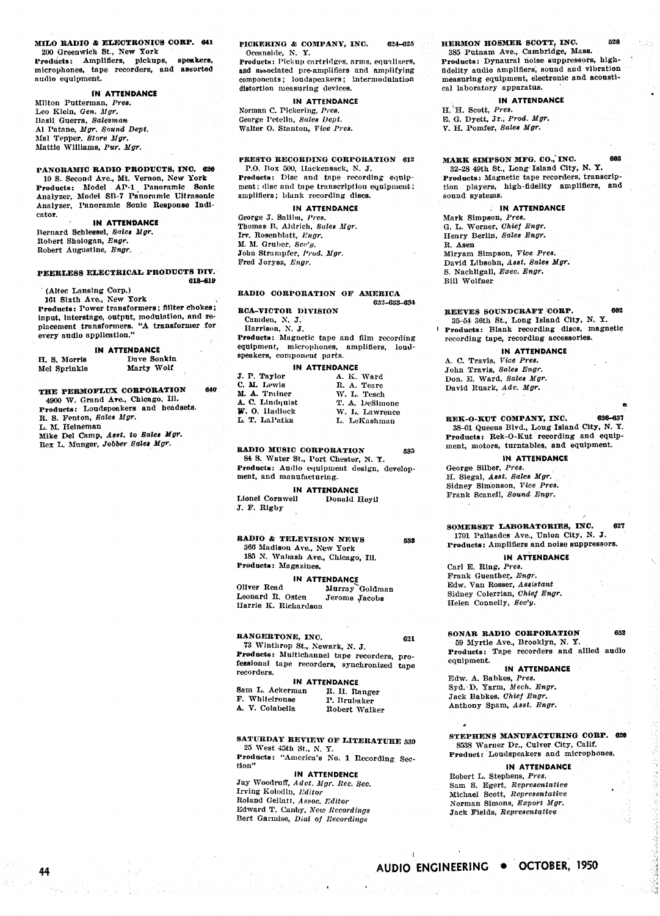**MILO RADIO & ELECTRONICS CORP.** 641
200 Greenwich St., New York
**Products:** Amplifiers, pickups, speakers, microphones, tape recorders, and assorted audio equipment.

**IN ATTENDANCE**

Milton Putterman, *Pres.*
Leo Klein, *Gen. Mgr.*
Basil Guerra, *Salesman*
Al Patane, *Mgr. Sound Dept.*
Mal Tepper, *Store Mgr.*
Mattie Williams, *Pur. Mgr.*

**PANORAMIC RADIO PRODUCTS, INC.** 626
10 S. Second Ave., Mt. Vernon, New York
**Products:** Model AP-1 Panoramic Sonic Analyzer, Model SB-7 Panoramic Ultrasonic Analyzer, Panoramic Sonic Response Indicator.

**IN ATTENDANCE**

Bernard Schlessel, *Sales Mgr.*
Robert Shologan, *Engr.*
Robert Augustine, *Engr.*

**PEERLESS ELECTRICAL PRODUCTS DIV.** 618–619
(Altec Lansing Corp.)
161 Sixth Ave., New York
**Products:** Power transformers; filter chokes; input, interstage, output, modulation, and replacement transformers. "A transformer for every audio application."

**IN ATTENDANCE**

H. S. Morris | Dave Sonkin
Mel Sprinkle | Marty Wolf

**THE PERMOFLUX CORPORATION** 640
4900 W. Grand Ave., Chicago, Ill.
**Products:** Loudspeakers and headsets.
R. S. Fenton, *Sales Mgr.*
L. M. Heineman
Mike Del Camp, *Asst. to Sales Mgr.*
Rex L. Munger, *Jobber Sales Mgr.*

**PICKERING & COMPANY, INC.** 624–625
Oceanside, N. Y.
**Products:** Pickup cartridges, arms, equalizers, and associated pre-amplifiers and amplifying components; loudspeakers; intermodulation distortion measuring devices.

**IN ATTENDANCE**

Norman C. Pickering, *Pres.*
George Petetin, *Sales Dept.*
Walter O. Stanton, *Vice Pres.*

**PRESTO RECORDING CORPORATION** 612
P.O. Box 500, Hackensack, N. J.
**Products:** Disc and tape recording equipment; disc and tape transcription equipment; amplifiers; blank recording discs.

**IN ATTENDANCE**

George J. Saliba, *Pres.*
Thomas B. Aldrich, *Sales Mgr.*
Irv. Rosenblatt, *Engr.*
M. M. Gruber, *Sec'y.*
John Strampfer, *Prod. Mgr.*
Fred Jorysz, *Engr.*

**RADIO CORPORATION OF AMERICA** 632–633–634

**RCA-VICTOR DIVISION**
Camden, N. J.
Harrison, N. J.
**Products:** Magnetic tape and film recording equipment, microphones, amplifiers, loudspeakers, component parts.

**IN ATTENDANCE**

J. P. Taylor | A. K. Ward
C. M. Lewis | R. A. Teare
M. A. Trainer | W. L. Tesch
A. C. Lindquist | T. A. DeSimone
W. O. Hadlock | W. L. Lawrence
L. T. LaPatka | L. LeKashman

**RADIO MUSIC CORPORATION** 535
84 S. Water St., Port Chester, N. Y.
**Products:** Audio equipment design, development, and manufacturing.

**IN ATTENDANCE**

Lionel Cornwell | Donald Heyil
J. F. Rigby

**RADIO & TELEVISION NEWS** 533
366 Madison Ave., New York
185 N. Wabash Ave., Chicago, Ill.
**Products:** Magazines.

**IN ATTENDANCE**

Oliver Read | Murray Goldman
Leonard R. Osten | Jerome Jacobs
Harrie K. Richardson

**RANGERTONE, INC.** 621
73 Winthrop St., Newark, N. J.
**Products:** Multichannel tape recorders, professional tape recorders, synchronized tape recorders.

**IN ATTENDANCE**

Sam L. Ackerman | R. H. Ranger
F. Whitelrouse | P. Brubaker
A. V. Colabella | Robert Walker

**SATURDAY REVIEW OF LITERATURE** 539
25 West 45th St., N. Y.
**Products:** "America's No. 1 Recording Section"

**IN ATTENDENCE**

Jay Woodruff, *Advt. Mgr. Rec. Sec.*
Irving Kolodin, *Editor*
Roland Gellatt, *Assoc. Editor*
Edward T. Canby, *New Recordings*
Bert Garmise, *Dial of Recordings*

**HERMON HOSMER SCOTT, INC.** 528
385 Putnam Ave., Cambridge, Mass.
**Products:** Dynaural noise suppressors, high-fidelity audio amplifiers, sound and vibration measuring equipment, electronic and acoustical laboratory apparatus.

**IN ATTENDANCE**

H. H. Scott, *Pres.*
E. G. Dyett, Jr., *Prod. Mgr.*
V. H. Pomfer, *Sales Mgr.*

**MARK SIMPSON MFG. CO., INC.** 603
32-28 49th St., Long Island City, N. Y.
**Products:** Magnetic tape recorders, transcription players, high-fidelity amplifiers, and sound systems.

**IN ATTENDANCE**

Mark Simpson, *Pres.*
G. L. Werner, *Chief Engr.*
Henry Berlin, *Sales Engr.*
R. Asen
Miryam Simpson, *Vice Pres.*
David Libsohn, *Asst. Sales Mgr.*
S. Nachligall, *Exec. Engr.*
Bill Wolfner

**REEVES SOUNDCRAFT CORP.** 602
35-54 36th St., Long Island City, N. Y.
**Products:** Blank recording discs, magnetic recording tape, recording accessories.

**IN ATTENDANCE**

A. C. Travis, *Vice Pres.*
John Travis, *Sales Engr.*
Don. E. Ward, *Sales Mgr.*
David Ruark, *Adv. Mgr.*

**REK-O-KUT COMPANY, INC.** 636–637
38-01 Queens Blvd., Long Island City, N. Y.
**Products:** Rek-O-Kut recording and equipment, motors, turntables, and equipment.

**IN ATTENDANCE**

George Silber, *Pres.*
H. Siegal, *Asst. Sales Mgr.*
Sidney Simonson, *Vice Pres.*
Frank Scanell, *Sound Engr.*

**SOMERSET LABORATORIES, INC.** 627
1701 Palisades Ave., Union City, N. J.
**Products:** Amplifiers and noise suppressors.

**IN ATTENDANCE**

Carl E. Ring, *Pres.*
Frank Guenther, *Engr.*
Edw. Van Rosser, *Assistant*
Sidney Colerrian, *Chief Engr.*
Helen Connelly, *Sec'y.*

**SONAR RADIO CORPORATION** 652
59 Myrtle Ave., Brooklyn, N. Y.
**Products:** Tape recorders and allied audio equipment.

**IN ATTENDANCE**

Edw. A. Babkes, *Pres.*
Syd. D. Yarm, *Mech. Engr.*
Jack Babkes, *Chief Engr.*
Anthony Spam, *Asst. Engr.*

**STEPHENS MANUFACTURING CORP.** 620
8538 Warner Dr., Culver City, Calif.
**Product:** Loudspeakers and microphones.

**IN ATTENDANCE**

Robert L. Stephens, *Pres.*
Sam S. Egert, *Representative*
Michael Scott, *Representative*
Norman Simons, *Export Mgr.*
Jack Fields, *Representative*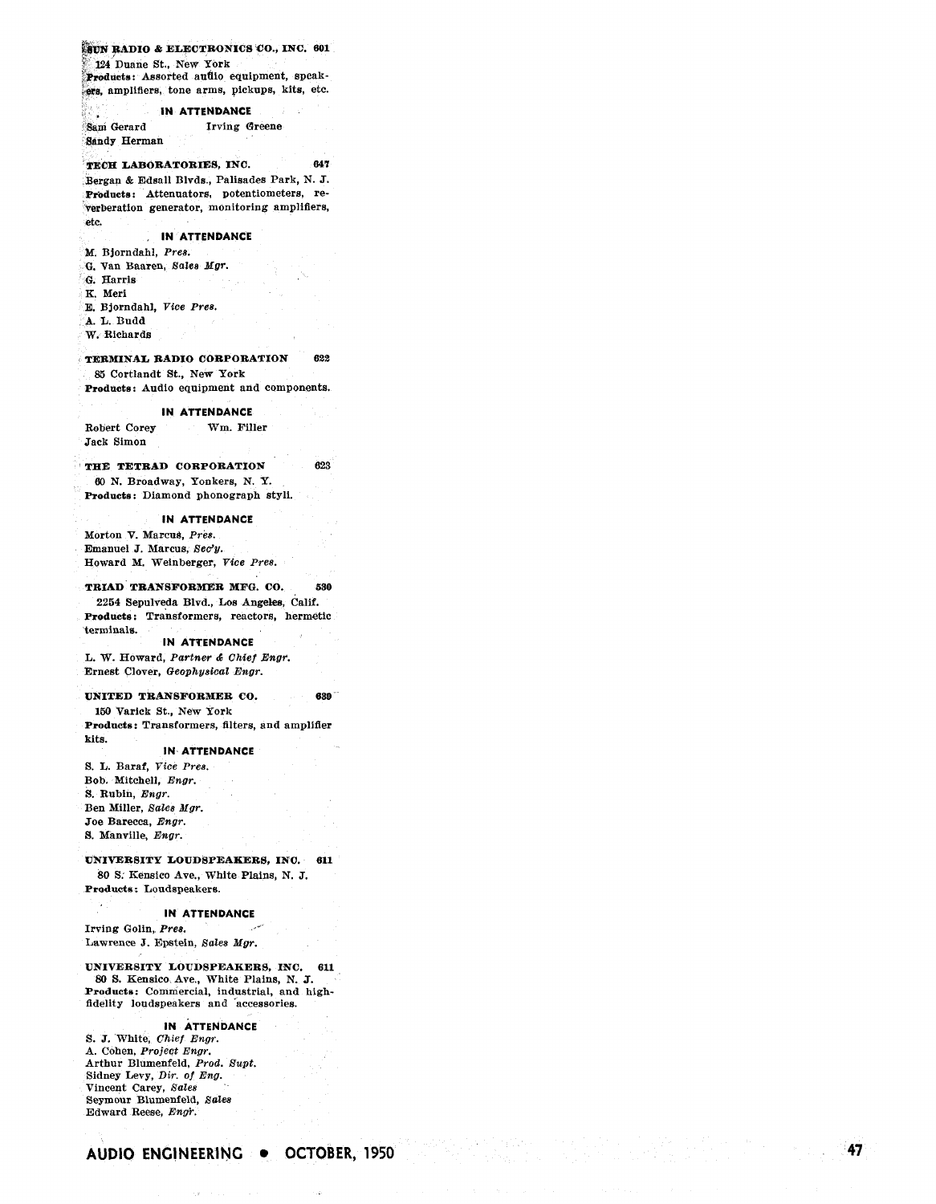**SUN RADIO & ELECTRONICS CO., INC.** 601
124 Duane St., New York
**Products:** Assorted audio equipment, speakers, amplifiers, tone arms, pickups, kits, etc.

**IN ATTENDANCE**

Sam Gerard
Irving Greene
Sandy Herman

**TECH LABORATORIES, INC.** 647
Bergan & Edsall Blvds., Palisades Park, N. J.
**Products:** Attenuators, potentiometers, reverberation generator, monitoring amplifiers, etc.

**IN ATTENDANCE**

M. Bjorndahl, *Pres.*
G. Van Baaren, *Sales Mgr.*
G. Harris
K. Meri
E. Bjorndahl, *Vice Pres.*
A. L. Budd
W. Richards

**TERMINAL RADIO CORPORATION** 632
85 Cortlandt St., New York
**Products:** Audio equipment and components.

**IN ATTENDANCE**

Robert Corey
Wm. Filler
Jack Simon

**THE TETRAD CORPORATION** 623
60 N. Broadway, Yonkers, N. Y.
**Products:** Diamond phonograph styli.

**IN ATTENDANCE**

Morton V. Marcus, *Pres.*
Emanuel J. Marcus, *Sec'y.*
Howard M. Weinberger, *Vice Pres.*

**TRIAD TRANSFORMER MFG. CO.** 530
2254 Sepulveda Blvd., Los Angeles, Calif.
**Products:** Transformers, reactors, hermetic terminals.

**IN ATTENDANCE**

L. W. Howard, *Partner & Chief Engr.*
Ernest Clover, *Geophysical Engr.*

**UNITED TRANSFORMER CO.** 639
150 Varick St., New York
**Products:** Transformers, filters, and amplifier kits.

**IN ATTENDANCE**

S. L. Baraf, *Vice Pres.*
Bob. Mitchell, *Engr.*
S. Rubin, *Engr.*
Ben Miller, *Sales Mgr.*
Joe Barecca, *Engr.*
S. Manville, *Engr.*

**UNIVERSITY LOUDSPEAKERS, INC.** 611
80 S. Kensico Ave., White Plains, N. J.
**Products:** Loudspeakers.

**IN ATTENDANCE**

Irving Golin, *Pres.*
Lawrence J. Epstein, *Sales Mgr.*

**UNIVERSITY LOUDSPEAKERS, INC.** 611
80 S. Kensico Ave., White Plains, N. J.
**Products:** Commercial, industrial, and high-fidelity loudspeakers and accessories.

**IN ATTENDANCE**

S. J. White, *Chief Engr.*
A. Cohen, *Project Engr.*
Arthur Blumenfeld, *Prod. Supt.*
Sidney Levy, *Dir. of Eng.*
Vincent Carey, *Sales*
Seymour Blumenfeld, *Sales*
Edward Reese, *Engr.*